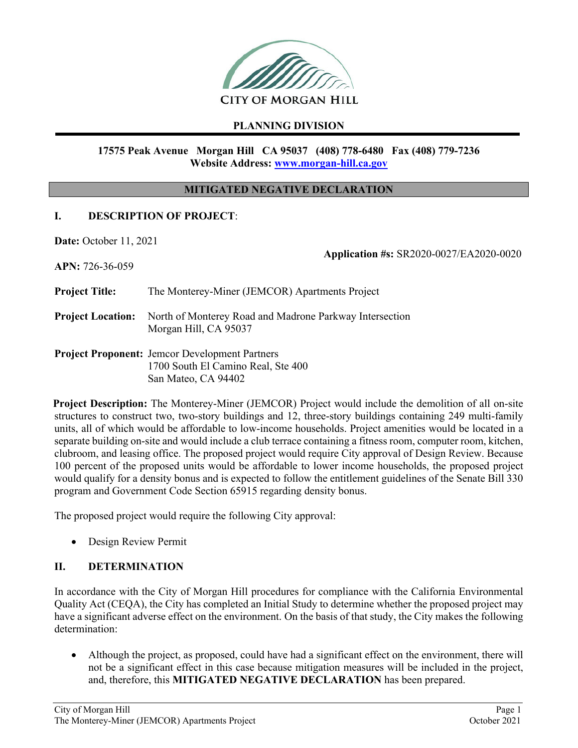CITY OF MORGAN HILL

**PLANNING DIVISION**

**17575 Peak Avenue Morgan Hill CA 95037 (408) 778-6480 Fax (408) 779-7236**
**Website Address: www.morgan-hill.ca.gov**

## MITIGATED NEGATIVE DECLARATION

### I. DESCRIPTION OF PROJECT:

**Date:** October 11, 2021

**Application #s:** SR2020-0027/EA2020-0020

**APN:** 726-36-059

**Project Title:** The Monterey-Miner (JEMCOR) Apartments Project

**Project Location:** North of Monterey Road and Madrone Parkway Intersection
Morgan Hill, CA 95037

**Project Proponent:** Jemcor Development Partners
1700 South El Camino Real, Ste 400
San Mateo, CA 94402

**Project Description:** The Monterey-Miner (JEMCOR) Project would include the demolition of all on-site structures to construct two, two-story buildings and 12, three-story buildings containing 249 multi-family units, all of which would be affordable to low-income households. Project amenities would be located in a separate building on-site and would include a club terrace containing a fitness room, computer room, kitchen, clubroom, and leasing office. The proposed project would require City approval of Design Review. Because 100 percent of the proposed units would be affordable to lower income households, the proposed project would qualify for a density bonus and is expected to follow the entitlement guidelines of the Senate Bill 330 program and Government Code Section 65915 regarding density bonus.

The proposed project would require the following City approval:

- Design Review Permit

### II. DETERMINATION

In accordance with the City of Morgan Hill procedures for compliance with the California Environmental Quality Act (CEQA), the City has completed an Initial Study to determine whether the proposed project may have a significant adverse effect on the environment. On the basis of that study, the City makes the following determination:

- Although the project, as proposed, could have had a significant effect on the environment, there will not be a significant effect in this case because mitigation measures will be included in the project, and, therefore, this **MITIGATED NEGATIVE DECLARATION** has been prepared.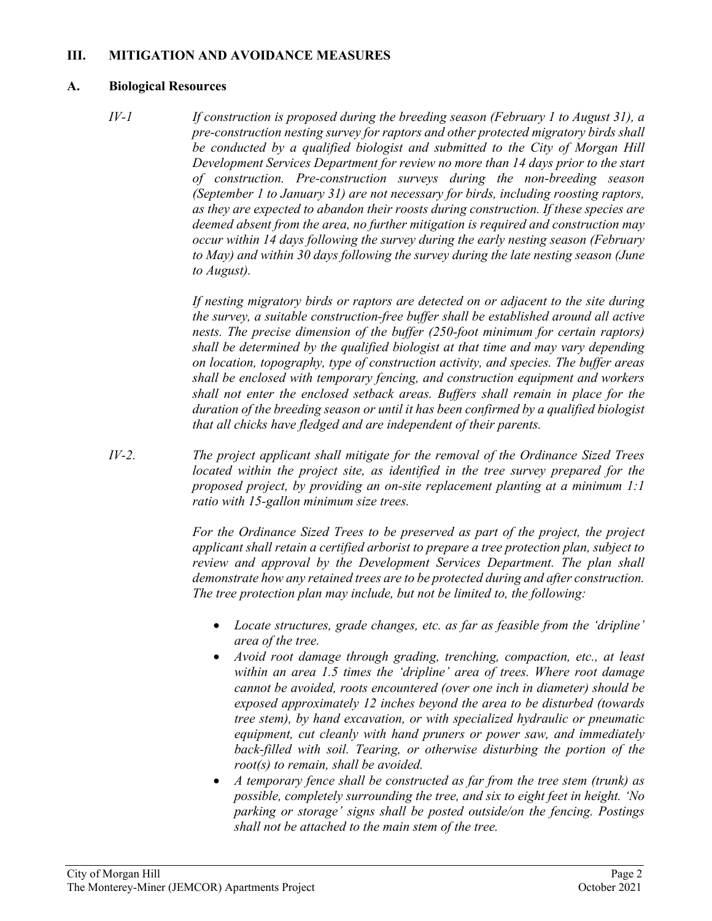## III. MITIGATION AND AVOIDANCE MEASURES

### A. Biological Resources

*IV-1* *If construction is proposed during the breeding season (February 1 to August 31), a pre-construction nesting survey for raptors and other protected migratory birds shall be conducted by a qualified biologist and submitted to the City of Morgan Hill Development Services Department for review no more than 14 days prior to the start of construction. Pre-construction surveys during the non-breeding season (September 1 to January 31) are not necessary for birds, including roosting raptors, as they are expected to abandon their roosts during construction. If these species are deemed absent from the area, no further mitigation is required and construction may occur within 14 days following the survey during the early nesting season (February to May) and within 30 days following the survey during the late nesting season (June to August).*

*If nesting migratory birds or raptors are detected on or adjacent to the site during the survey, a suitable construction-free buffer shall be established around all active nests. The precise dimension of the buffer (250-foot minimum for certain raptors) shall be determined by the qualified biologist at that time and may vary depending on location, topography, type of construction activity, and species. The buffer areas shall be enclosed with temporary fencing, and construction equipment and workers shall not enter the enclosed setback areas. Buffers shall remain in place for the duration of the breeding season or until it has been confirmed by a qualified biologist that all chicks have fledged and are independent of their parents.*

*IV-2.* *The project applicant shall mitigate for the removal of the Ordinance Sized Trees located within the project site, as identified in the tree survey prepared for the proposed project, by providing an on-site replacement planting at a minimum 1:1 ratio with 15-gallon minimum size trees.*

*For the Ordinance Sized Trees to be preserved as part of the project, the project applicant shall retain a certified arborist to prepare a tree protection plan, subject to review and approval by the Development Services Department. The plan shall demonstrate how any retained trees are to be protected during and after construction. The tree protection plan may include, but not be limited to, the following:*

- *Locate structures, grade changes, etc. as far as feasible from the 'dripline' area of the tree.*
- *Avoid root damage through grading, trenching, compaction, etc., at least within an area 1.5 times the 'dripline' area of trees. Where root damage cannot be avoided, roots encountered (over one inch in diameter) should be exposed approximately 12 inches beyond the area to be disturbed (towards tree stem), by hand excavation, or with specialized hydraulic or pneumatic equipment, cut cleanly with hand pruners or power saw, and immediately back-filled with soil. Tearing, or otherwise disturbing the portion of the root(s) to remain, shall be avoided.*
- *A temporary fence shall be constructed as far from the tree stem (trunk) as possible, completely surrounding the tree, and six to eight feet in height. 'No parking or storage' signs shall be posted outside/on the fencing. Postings shall not be attached to the main stem of the tree.*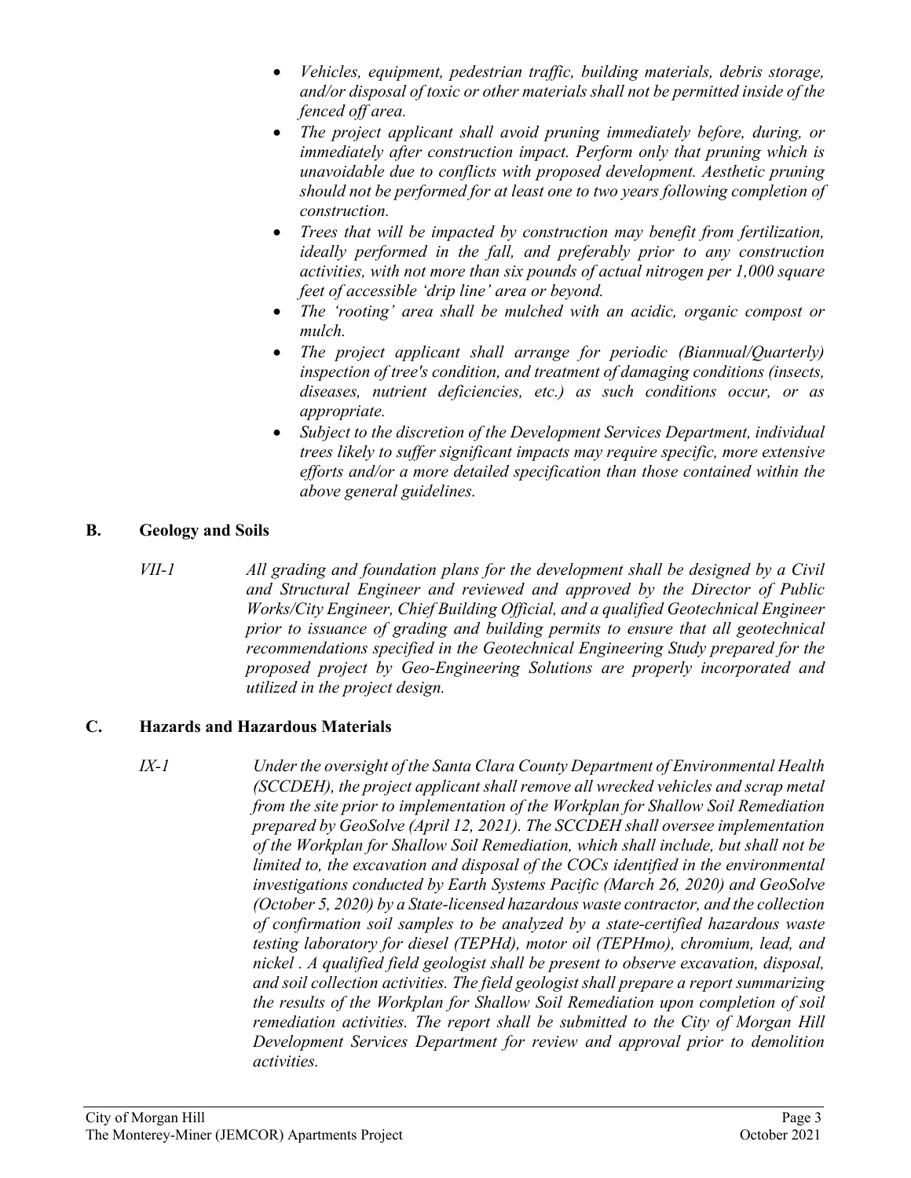- *Vehicles, equipment, pedestrian traffic, building materials, debris storage, and/or disposal of toxic or other materials shall not be permitted inside of the fenced off area.*
- *The project applicant shall avoid pruning immediately before, during, or immediately after construction impact. Perform only that pruning which is unavoidable due to conflicts with proposed development. Aesthetic pruning should not be performed for at least one to two years following completion of construction.*
- *Trees that will be impacted by construction may benefit from fertilization, ideally performed in the fall, and preferably prior to any construction activities, with not more than six pounds of actual nitrogen per 1,000 square feet of accessible 'drip line' area or beyond.*
- *The 'rooting' area shall be mulched with an acidic, organic compost or mulch.*
- *The project applicant shall arrange for periodic (Biannual/Quarterly) inspection of tree's condition, and treatment of damaging conditions (insects, diseases, nutrient deficiencies, etc.) as such conditions occur, or as appropriate.*
- *Subject to the discretion of the Development Services Department, individual trees likely to suffer significant impacts may require specific, more extensive efforts and/or a more detailed specification than those contained within the above general guidelines.*

## B. Geology and Soils

*VII-1* *All grading and foundation plans for the development shall be designed by a Civil and Structural Engineer and reviewed and approved by the Director of Public Works/City Engineer, Chief Building Official, and a qualified Geotechnical Engineer prior to issuance of grading and building permits to ensure that all geotechnical recommendations specified in the Geotechnical Engineering Study prepared for the proposed project by Geo-Engineering Solutions are properly incorporated and utilized in the project design.*

## C. Hazards and Hazardous Materials

*IX-1* *Under the oversight of the Santa Clara County Department of Environmental Health (SCCDEH), the project applicant shall remove all wrecked vehicles and scrap metal from the site prior to implementation of the Workplan for Shallow Soil Remediation prepared by GeoSolve (April 12, 2021). The SCCDEH shall oversee implementation of the Workplan for Shallow Soil Remediation, which shall include, but shall not be limited to, the excavation and disposal of the COCs identified in the environmental investigations conducted by Earth Systems Pacific (March 26, 2020) and GeoSolve (October 5, 2020) by a State-licensed hazardous waste contractor, and the collection of confirmation soil samples to be analyzed by a state-certified hazardous waste testing laboratory for diesel (TEPHd), motor oil (TEPHmo), chromium, lead, and nickel . A qualified field geologist shall be present to observe excavation, disposal, and soil collection activities. The field geologist shall prepare a report summarizing the results of the Workplan for Shallow Soil Remediation upon completion of soil remediation activities. The report shall be submitted to the City of Morgan Hill Development Services Department for review and approval prior to demolition activities.*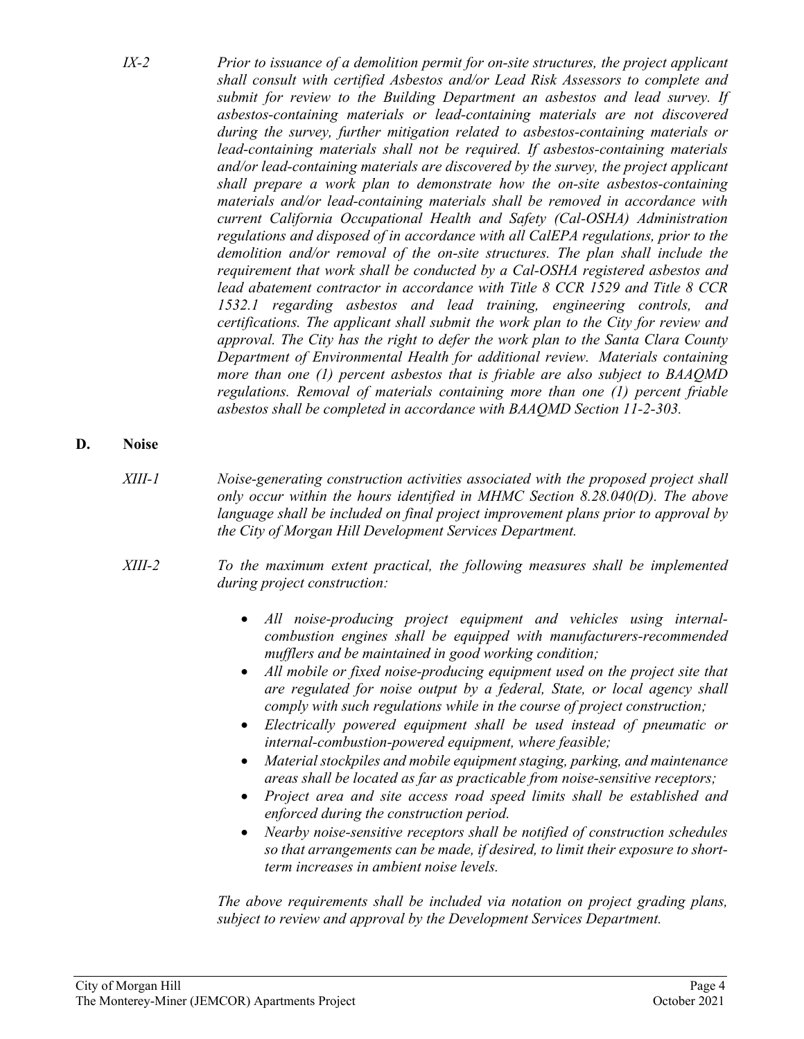*IX-2* *Prior to issuance of a demolition permit for on-site structures, the project applicant shall consult with certified Asbestos and/or Lead Risk Assessors to complete and submit for review to the Building Department an asbestos and lead survey. If asbestos-containing materials or lead-containing materials are not discovered during the survey, further mitigation related to asbestos-containing materials or lead-containing materials shall not be required. If asbestos-containing materials and/or lead-containing materials are discovered by the survey, the project applicant shall prepare a work plan to demonstrate how the on-site asbestos-containing materials and/or lead-containing materials shall be removed in accordance with current California Occupational Health and Safety (Cal-OSHA) Administration regulations and disposed of in accordance with all CalEPA regulations, prior to the demolition and/or removal of the on-site structures. The plan shall include the requirement that work shall be conducted by a Cal-OSHA registered asbestos and lead abatement contractor in accordance with Title 8 CCR 1529 and Title 8 CCR 1532.1 regarding asbestos and lead training, engineering controls, and certifications. The applicant shall submit the work plan to the City for review and approval. The City has the right to defer the work plan to the Santa Clara County Department of Environmental Health for additional review. Materials containing more than one (1) percent asbestos that is friable are also subject to BAAQMD regulations. Removal of materials containing more than one (1) percent friable asbestos shall be completed in accordance with BAAQMD Section 11-2-303.*

## D. Noise

*XIII-1* *Noise-generating construction activities associated with the proposed project shall only occur within the hours identified in MHMC Section 8.28.040(D). The above language shall be included on final project improvement plans prior to approval by the City of Morgan Hill Development Services Department.*

*XIII-2* *To the maximum extent practical, the following measures shall be implemented during project construction:*

- *All noise-producing project equipment and vehicles using internal-combustion engines shall be equipped with manufacturers-recommended mufflers and be maintained in good working condition;*
- *All mobile or fixed noise-producing equipment used on the project site that are regulated for noise output by a federal, State, or local agency shall comply with such regulations while in the course of project construction;*
- *Electrically powered equipment shall be used instead of pneumatic or internal-combustion-powered equipment, where feasible;*
- *Material stockpiles and mobile equipment staging, parking, and maintenance areas shall be located as far as practicable from noise-sensitive receptors;*
- *Project area and site access road speed limits shall be established and enforced during the construction period.*
- *Nearby noise-sensitive receptors shall be notified of construction schedules so that arrangements can be made, if desired, to limit their exposure to short-term increases in ambient noise levels.*

*The above requirements shall be included via notation on project grading plans, subject to review and approval by the Development Services Department.*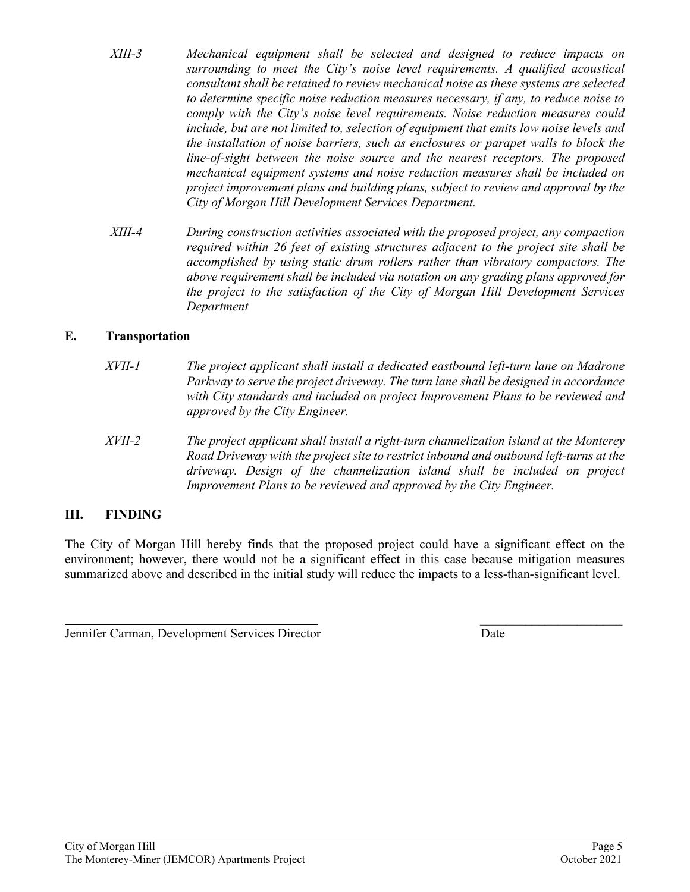*XIII-3* *Mechanical equipment shall be selected and designed to reduce impacts on surrounding to meet the City's noise level requirements. A qualified acoustical consultant shall be retained to review mechanical noise as these systems are selected to determine specific noise reduction measures necessary, if any, to reduce noise to comply with the City's noise level requirements. Noise reduction measures could include, but are not limited to, selection of equipment that emits low noise levels and the installation of noise barriers, such as enclosures or parapet walls to block the line-of-sight between the noise source and the nearest receptors. The proposed mechanical equipment systems and noise reduction measures shall be included on project improvement plans and building plans, subject to review and approval by the City of Morgan Hill Development Services Department.*

*XIII-4* *During construction activities associated with the proposed project, any compaction required within 26 feet of existing structures adjacent to the project site shall be accomplished by using static drum rollers rather than vibratory compactors. The above requirement shall be included via notation on any grading plans approved for the project to the satisfaction of the City of Morgan Hill Development Services Department*

## E. Transportation

*XVII-1* *The project applicant shall install a dedicated eastbound left-turn lane on Madrone Parkway to serve the project driveway. The turn lane shall be designed in accordance with City standards and included on project Improvement Plans to be reviewed and approved by the City Engineer.*

*XVII-2* *The project applicant shall install a right-turn channelization island at the Monterey Road Driveway with the project site to restrict inbound and outbound left-turns at the driveway. Design of the channelization island shall be included on project Improvement Plans to be reviewed and approved by the City Engineer.*

# III. FINDING

The City of Morgan Hill hereby finds that the proposed project could have a significant effect on the environment; however, there would not be a significant effect in this case because mitigation measures summarized above and described in the initial study will reduce the impacts to a less-than-significant level.

_________________________________________ _______________________

Jennifer Carman, Development Services Director Date